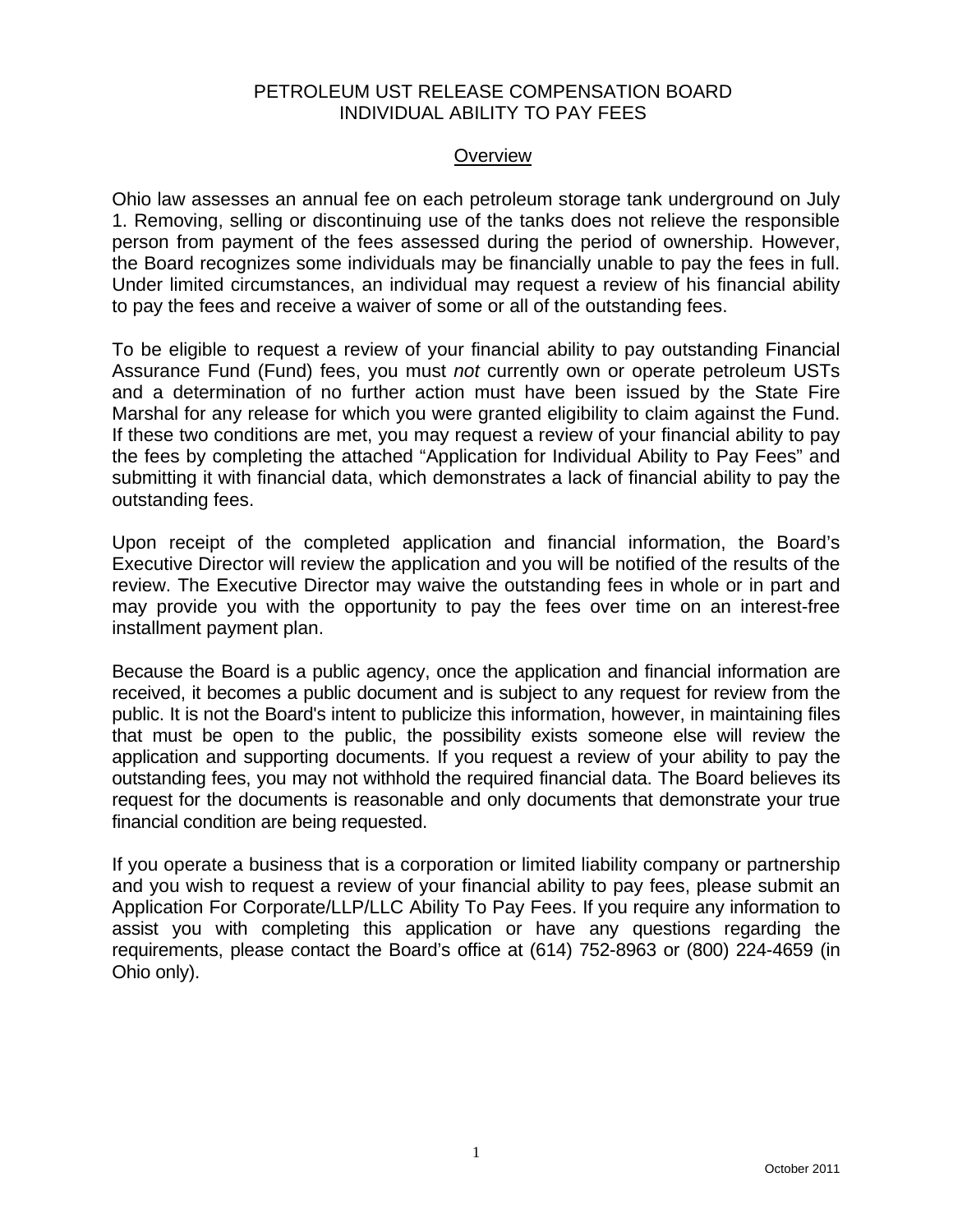# PETROLEUM UST RELEASE COMPENSATION BOARD
# INDIVIDUAL ABILITY TO PAY FEES

## Overview

Ohio law assesses an annual fee on each petroleum storage tank underground on July 1. Removing, selling or discontinuing use of the tanks does not relieve the responsible person from payment of the fees assessed during the period of ownership. However, the Board recognizes some individuals may be financially unable to pay the fees in full. Under limited circumstances, an individual may request a review of his financial ability to pay the fees and receive a waiver of some or all of the outstanding fees.

To be eligible to request a review of your financial ability to pay outstanding Financial Assurance Fund (Fund) fees, you must *not* currently own or operate petroleum USTs and a determination of no further action must have been issued by the State Fire Marshal for any release for which you were granted eligibility to claim against the Fund. If these two conditions are met, you may request a review of your financial ability to pay the fees by completing the attached "Application for Individual Ability to Pay Fees" and submitting it with financial data, which demonstrates a lack of financial ability to pay the outstanding fees.

Upon receipt of the completed application and financial information, the Board's Executive Director will review the application and you will be notified of the results of the review. The Executive Director may waive the outstanding fees in whole or in part and may provide you with the opportunity to pay the fees over time on an interest-free installment payment plan.

Because the Board is a public agency, once the application and financial information are received, it becomes a public document and is subject to any request for review from the public. It is not the Board's intent to publicize this information, however, in maintaining files that must be open to the public, the possibility exists someone else will review the application and supporting documents. If you request a review of your ability to pay the outstanding fees, you may not withhold the required financial data. The Board believes its request for the documents is reasonable and only documents that demonstrate your true financial condition are being requested.

If you operate a business that is a corporation or limited liability company or partnership and you wish to request a review of your financial ability to pay fees, please submit an Application For Corporate/LLP/LLC Ability To Pay Fees. If you require any information to assist you with completing this application or have any questions regarding the requirements, please contact the Board's office at (614) 752-8963 or (800) 224-4659 (in Ohio only).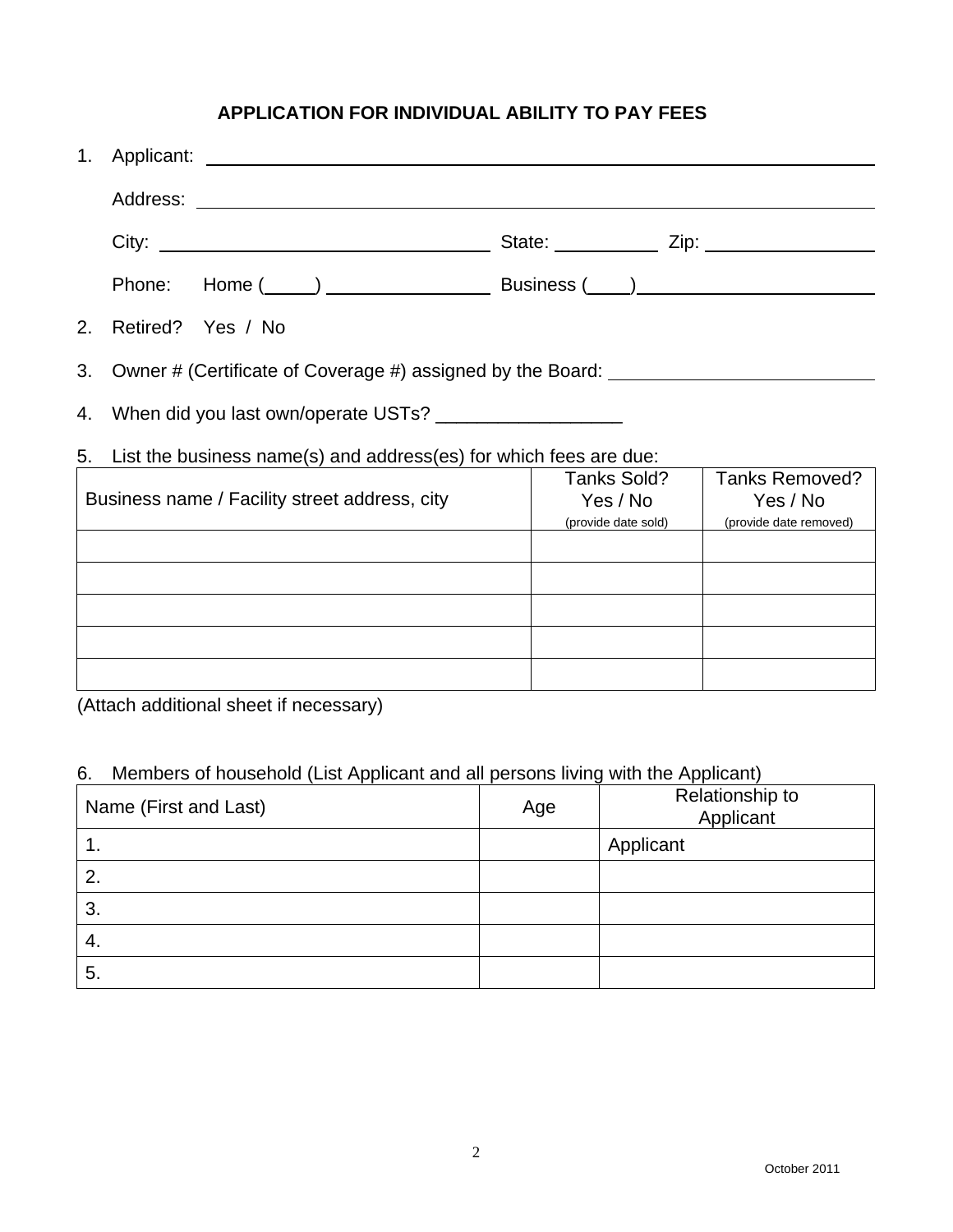# APPLICATION FOR INDIVIDUAL ABILITY TO PAY FEES

1. Applicant: ______________________________________________

   Address: ______________________________________________

   City: ______________________ State: __________ Zip: ______________

   Phone: Home (_____) ______________ Business (____)____________________

2. Retired? Yes / No

3. Owner # (Certificate of Coverage #) assigned by the Board: ______________________

4. When did you last own/operate USTs? __________________

5. List the business name(s) and address(es) for which fees are due:

| Business name / Facility street address, city | Tanks Sold? Yes / No (provide date sold) | Tanks Removed? Yes / No (provide date removed) |
|---|---|---|
| | | |
| | | |
| | | |
| | | |
| | | |

(Attach additional sheet if necessary)

6. Members of household (List Applicant and all persons living with the Applicant)

| Name (First and Last) | Age | Relationship to Applicant |
|---|---|---|
| 1. | | Applicant |
| 2. | | |
| 3. | | |
| 4. | | |
| 5. | | |

October 2011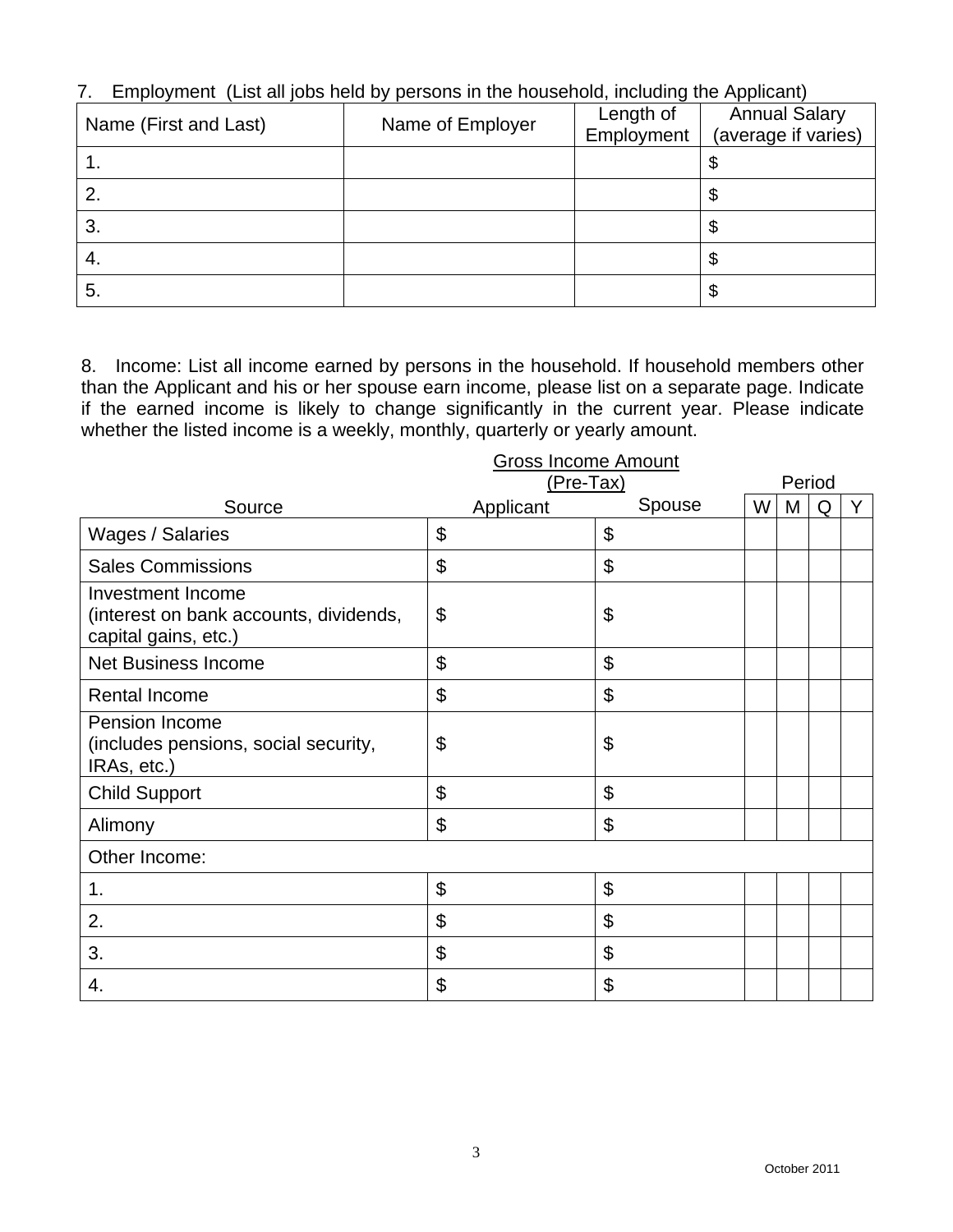7. Employment (List all jobs held by persons in the household, including the Applicant)

| Name (First and Last) | Name of Employer | Length of Employment | Annual Salary (average if varies) |
|---|---|---|---|
| 1. | | | $ |
| 2. | | | $ |
| 3. | | | $ |
| 4. | | | $ |
| 5. | | | $ |

8. Income: List all income earned by persons in the household. If household members other than the Applicant and his or her spouse earn income, please list on a separate page. Indicate if the earned income is likely to change significantly in the current year. Please indicate whether the listed income is a weekly, monthly, quarterly or yearly amount.

| | Gross Income Amount (Pre-Tax) | | Period | | | |
|---|---|---|---|---|---|---|
| Source | Applicant | Spouse | W | M | Q | Y |
| Wages / Salaries | $ | $ | | | | |
| Sales Commissions | $ | $ | | | | |
| Investment Income (interest on bank accounts, dividends, capital gains, etc.) | $ | $ | | | | |
| Net Business Income | $ | $ | | | | |
| Rental Income | $ | $ | | | | |
| Pension Income (includes pensions, social security, IRAs, etc.) | $ | $ | | | | |
| Child Support | $ | $ | | | | |
| Alimony | $ | $ | | | | |
| Other Income: | | | | | | |
| 1. | $ | $ | | | | |
| 2. | $ | $ | | | | |
| 3. | $ | $ | | | | |
| 4. | $ | $ | | | | |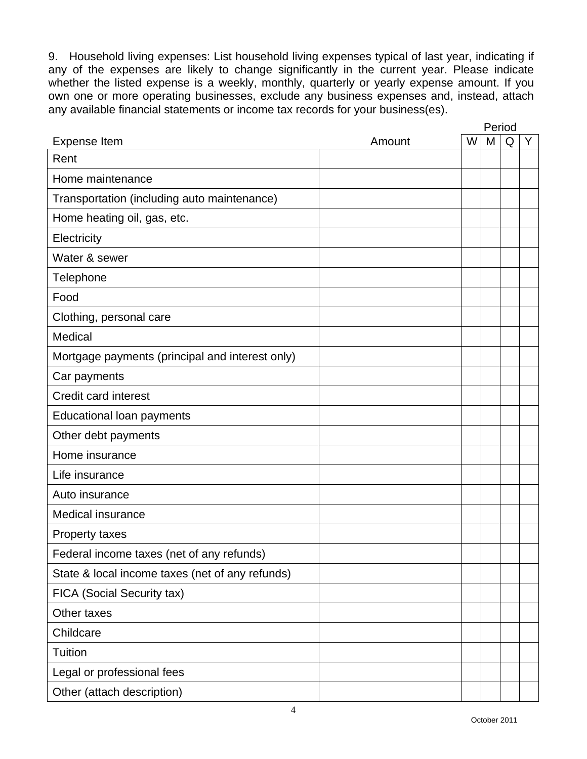9. Household living expenses: List household living expenses typical of last year, indicating if any of the expenses are likely to change significantly in the current year. Please indicate whether the listed expense is a weekly, monthly, quarterly or yearly expense amount. If you own one or more operating businesses, exclude any business expenses and, instead, attach any available financial statements or income tax records for your business(es).

| | | Period | | | |
|---|---|---|---|---|---|
| Expense Item | Amount | W | M | Q | Y |
| Rent | | | | | |
| Home maintenance | | | | | |
| Transportation (including auto maintenance) | | | | | |
| Home heating oil, gas, etc. | | | | | |
| Electricity | | | | | |
| Water & sewer | | | | | |
| Telephone | | | | | |
| Food | | | | | |
| Clothing, personal care | | | | | |
| Medical | | | | | |
| Mortgage payments (principal and interest only) | | | | | |
| Car payments | | | | | |
| Credit card interest | | | | | |
| Educational loan payments | | | | | |
| Other debt payments | | | | | |
| Home insurance | | | | | |
| Life insurance | | | | | |
| Auto insurance | | | | | |
| Medical insurance | | | | | |
| Property taxes | | | | | |
| Federal income taxes (net of any refunds) | | | | | |
| State & local income taxes (net of any refunds) | | | | | |
| FICA (Social Security tax) | | | | | |
| Other taxes | | | | | |
| Childcare | | | | | |
| Tuition | | | | | |
| Legal or professional fees | | | | | |
| Other (attach description) | | | | | |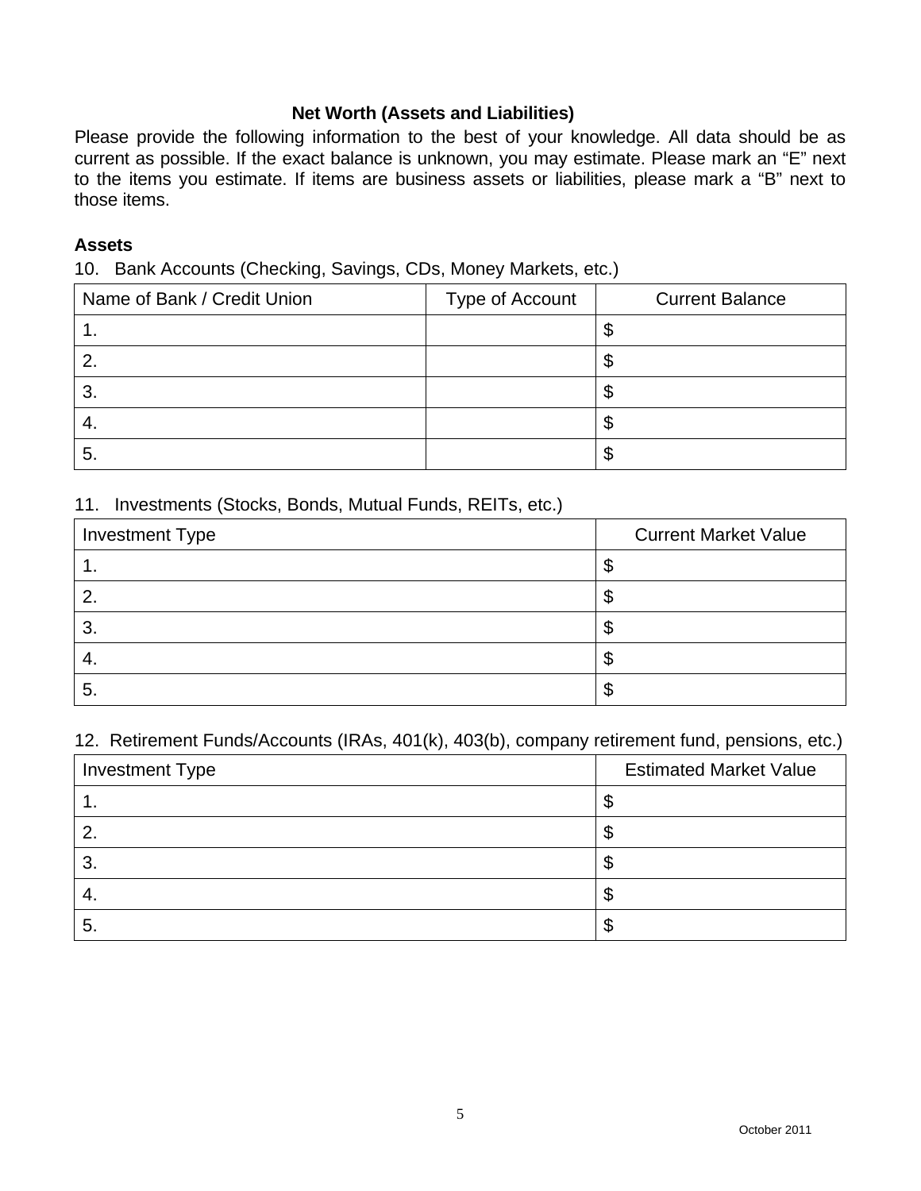## Net Worth (Assets and Liabilities)

Please provide the following information to the best of your knowledge. All data should be as current as possible. If the exact balance is unknown, you may estimate. Please mark an "E" next to the items you estimate. If items are business assets or liabilities, please mark a "B" next to those items.

### Assets

10. Bank Accounts (Checking, Savings, CDs, Money Markets, etc.)

| Name of Bank / Credit Union | Type of Account | Current Balance |
|---|---|---|
| 1. | | $ |
| 2. | | $ |
| 3. | | $ |
| 4. | | $ |
| 5. | | $ |

11. Investments (Stocks, Bonds, Mutual Funds, REITs, etc.)

| Investment Type | Current Market Value |
|---|---|
| 1. | $ |
| 2. | $ |
| 3. | $ |
| 4. | $ |
| 5. | $ |

12. Retirement Funds/Accounts (IRAs, 401(k), 403(b), company retirement fund, pensions, etc.)

| Investment Type | Estimated Market Value |
|---|---|
| 1. | $ |
| 2. | $ |
| 3. | $ |
| 4. | $ |
| 5. | $ |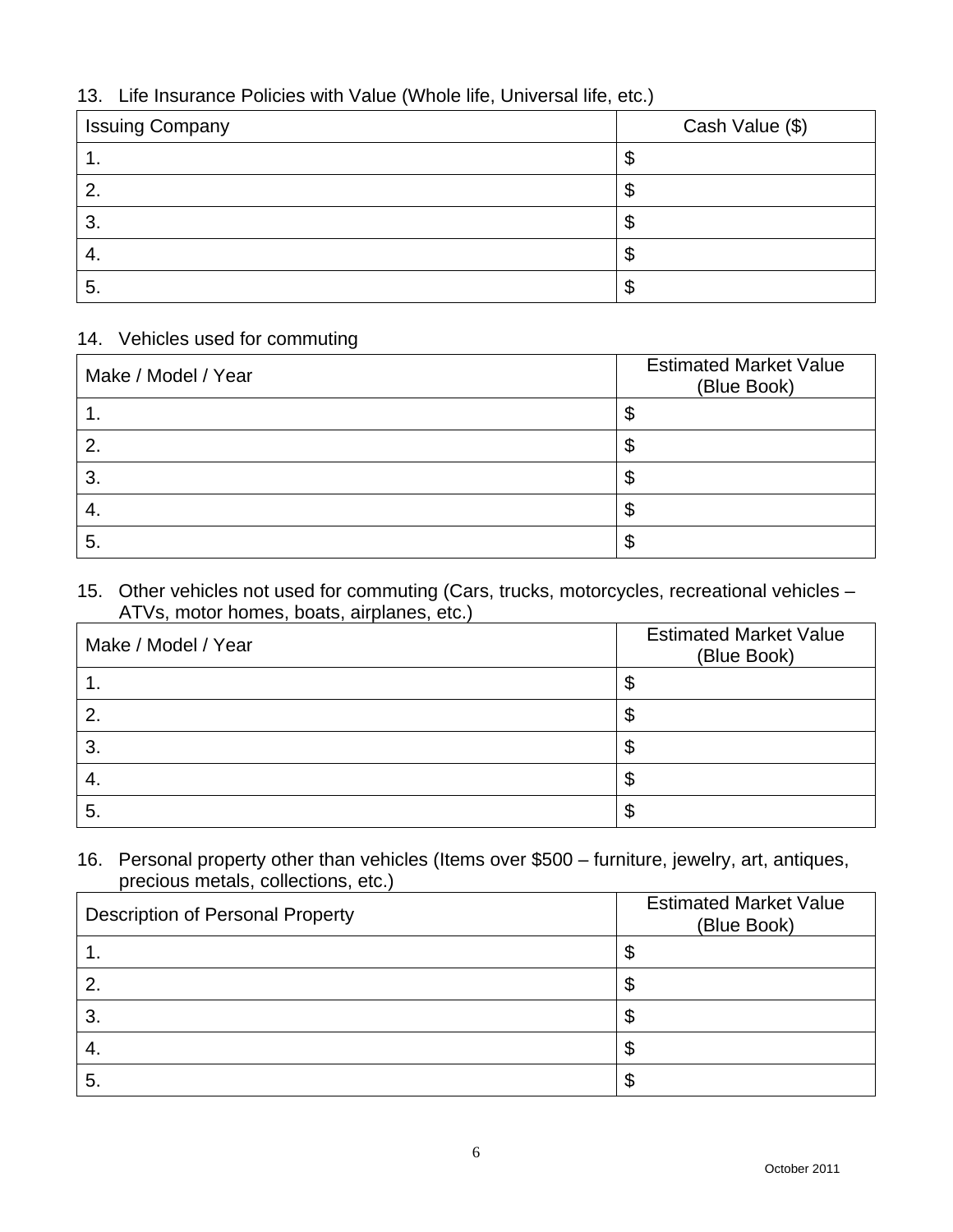13. Life Insurance Policies with Value (Whole life, Universal life, etc.)

| Issuing Company | Cash Value ($) |
|---|---|
| 1. | $ |
| 2. | $ |
| 3. | $ |
| 4. | $ |
| 5. | $ |

14. Vehicles used for commuting

| Make / Model / Year | Estimated Market Value (Blue Book) |
|---|---|
| 1. | $ |
| 2. | $ |
| 3. | $ |
| 4. | $ |
| 5. | $ |

15. Other vehicles not used for commuting (Cars, trucks, motorcycles, recreational vehicles – ATVs, motor homes, boats, airplanes, etc.)

| Make / Model / Year | Estimated Market Value (Blue Book) |
|---|---|
| 1. | $ |
| 2. | $ |
| 3. | $ |
| 4. | $ |
| 5. | $ |

16. Personal property other than vehicles (Items over $500 – furniture, jewelry, art, antiques, precious metals, collections, etc.)

| Description of Personal Property | Estimated Market Value (Blue Book) |
|---|---|
| 1. | $ |
| 2. | $ |
| 3. | $ |
| 4. | $ |
| 5. | $ |

October 2011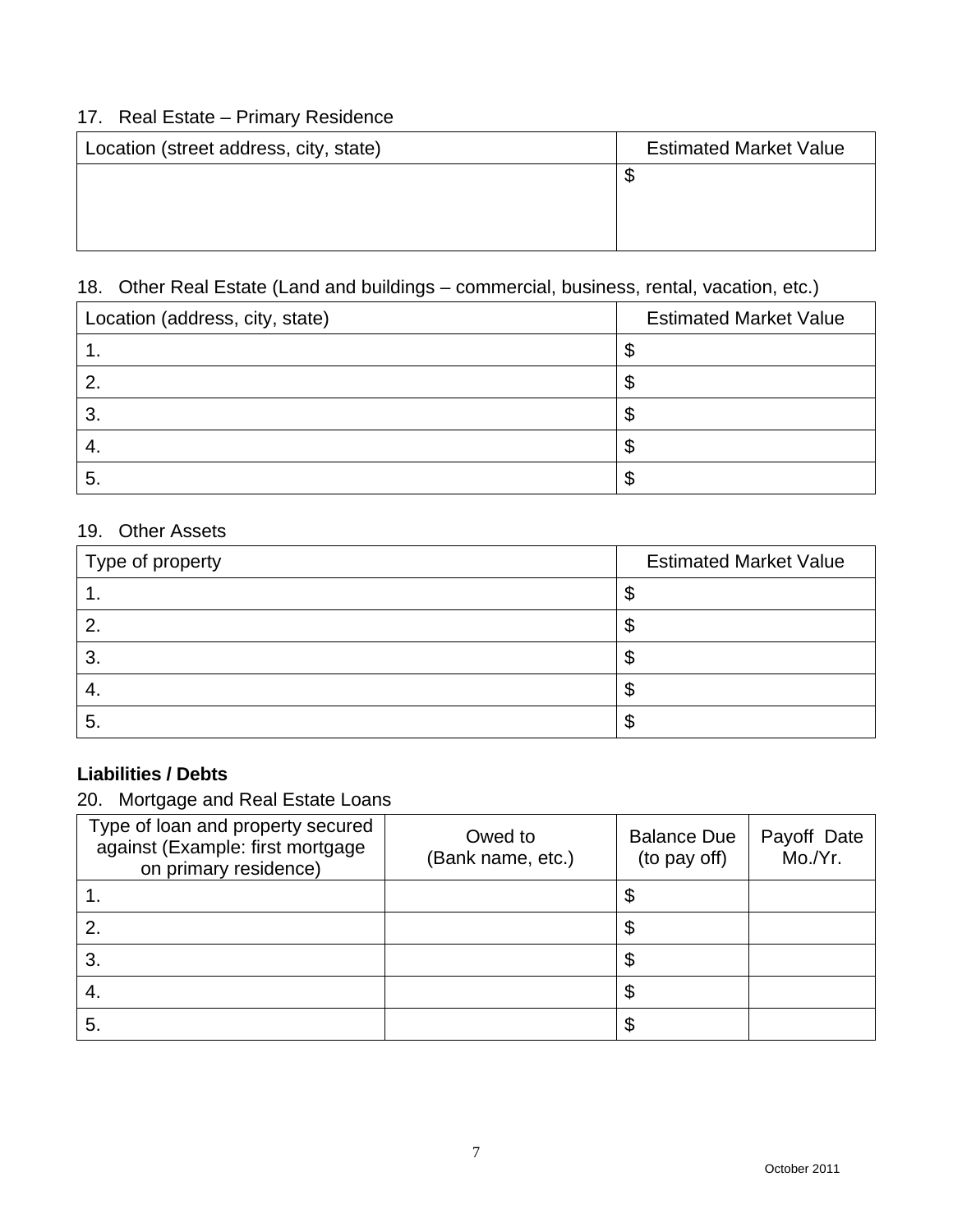17. Real Estate – Primary Residence

| Location (street address, city, state) | Estimated Market Value |
|---|---|
| | $ |

18. Other Real Estate (Land and buildings – commercial, business, rental, vacation, etc.)

| Location (address, city, state) | Estimated Market Value |
|---|---|
| 1. | $ |
| 2. | $ |
| 3. | $ |
| 4. | $ |
| 5. | $ |

19. Other Assets

| Type of property | Estimated Market Value |
|---|---|
| 1. | $ |
| 2. | $ |
| 3. | $ |
| 4. | $ |
| 5. | $ |

**Liabilities / Debts**

20. Mortgage and Real Estate Loans

| Type of loan and property secured against (Example: first mortgage on primary residence) | Owed to (Bank name, etc.) | Balance Due (to pay off) | Payoff Date Mo./Yr. |
|---|---|---|---|
| 1. | | $ | |
| 2. | | $ | |
| 3. | | $ | |
| 4. | | $ | |
| 5. | | $ | |

October 2011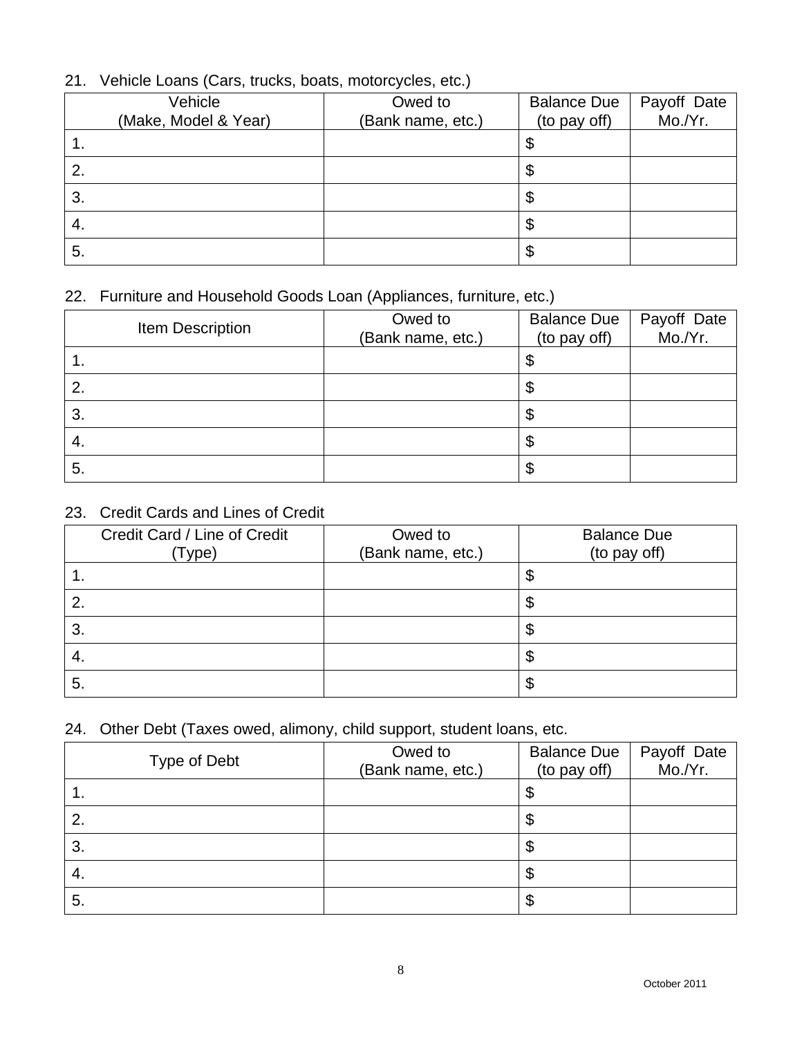21. Vehicle Loans (Cars, trucks, boats, motorcycles, etc.)

| Vehicle (Make, Model & Year) | Owed to (Bank name, etc.) | Balance Due (to pay off) | Payoff Date Mo./Yr. |
|---|---|---|---|
| 1. | | $ | |
| 2. | | $ | |
| 3. | | $ | |
| 4. | | $ | |
| 5. | | $ | |

22. Furniture and Household Goods Loan (Appliances, furniture, etc.)

| Item Description | Owed to (Bank name, etc.) | Balance Due (to pay off) | Payoff Date Mo./Yr. |
|---|---|---|---|
| 1. | | $ | |
| 2. | | $ | |
| 3. | | $ | |
| 4. | | $ | |
| 5. | | $ | |

23. Credit Cards and Lines of Credit

| Credit Card / Line of Credit (Type) | Owed to (Bank name, etc.) | Balance Due (to pay off) |
|---|---|---|
| 1. | | $ |
| 2. | | $ |
| 3. | | $ |
| 4. | | $ |
| 5. | | $ |

24. Other Debt (Taxes owed, alimony, child support, student loans, etc.

| Type of Debt | Owed to (Bank name, etc.) | Balance Due (to pay off) | Payoff Date Mo./Yr. |
|---|---|---|---|
| 1. | | $ | |
| 2. | | $ | |
| 3. | | $ | |
| 4. | | $ | |
| 5. | | $ | |

October 2011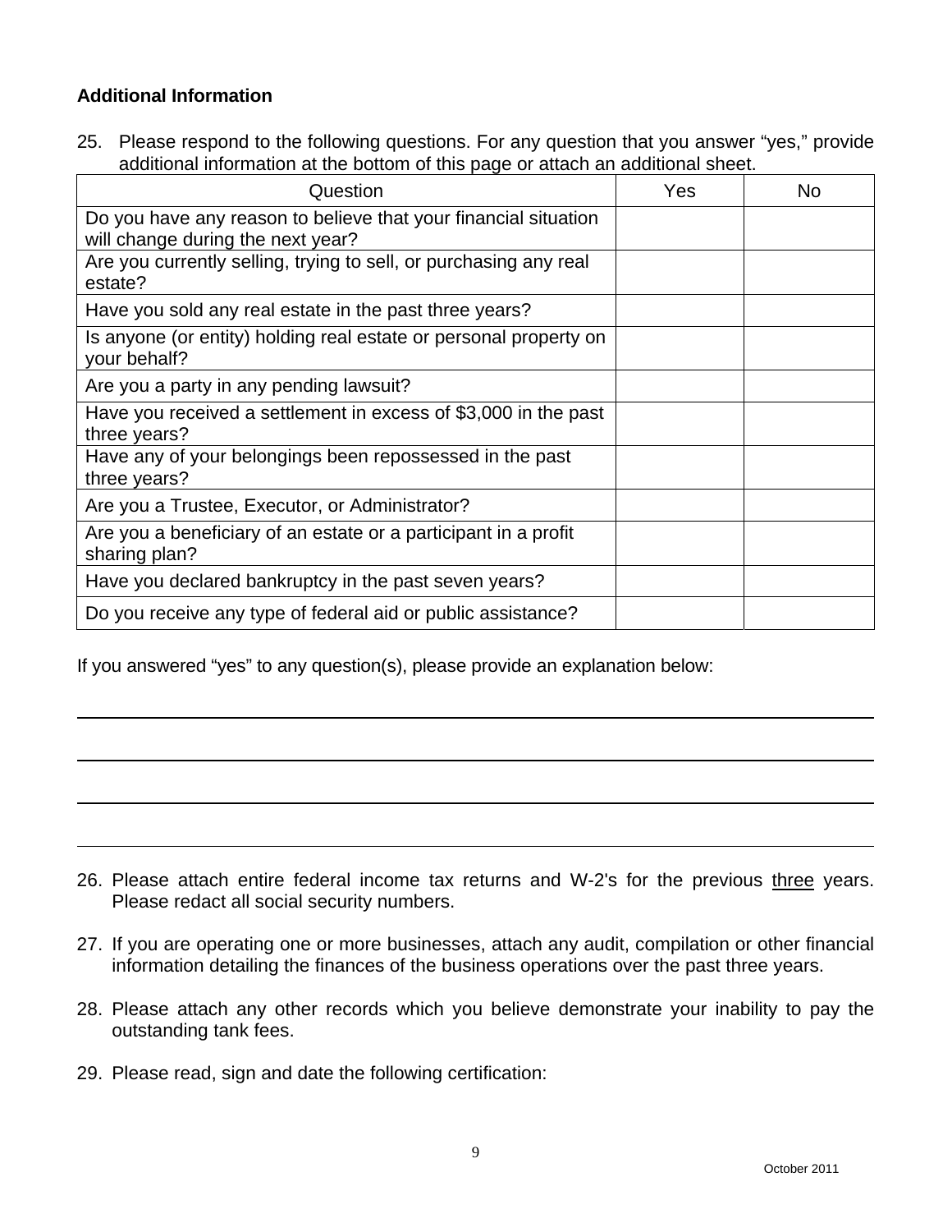**Additional Information**

25. Please respond to the following questions. For any question that you answer "yes," provide additional information at the bottom of this page or attach an additional sheet.

| Question | Yes | No |
|---|---|---|
| Do you have any reason to believe that your financial situation will change during the next year? | | |
| Are you currently selling, trying to sell, or purchasing any real estate? | | |
| Have you sold any real estate in the past three years? | | |
| Is anyone (or entity) holding real estate or personal property on your behalf? | | |
| Are you a party in any pending lawsuit? | | |
| Have you received a settlement in excess of $3,000 in the past three years? | | |
| Have any of your belongings been repossessed in the past three years? | | |
| Are you a Trustee, Executor, or Administrator? | | |
| Are you a beneficiary of an estate or a participant in a profit sharing plan? | | |
| Have you declared bankruptcy in the past seven years? | | |
| Do you receive any type of federal aid or public assistance? | | |

If you answered "yes" to any question(s), please provide an explanation below:

_______________________________________________________________

_______________________________________________________________

_______________________________________________________________

_______________________________________________________________

26. Please attach entire federal income tax returns and W-2's for the previous <u>three</u> years. Please redact all social security numbers.

27. If you are operating one or more businesses, attach any audit, compilation or other financial information detailing the finances of the business operations over the past three years.

28. Please attach any other records which you believe demonstrate your inability to pay the outstanding tank fees.

29. Please read, sign and date the following certification:

October 2011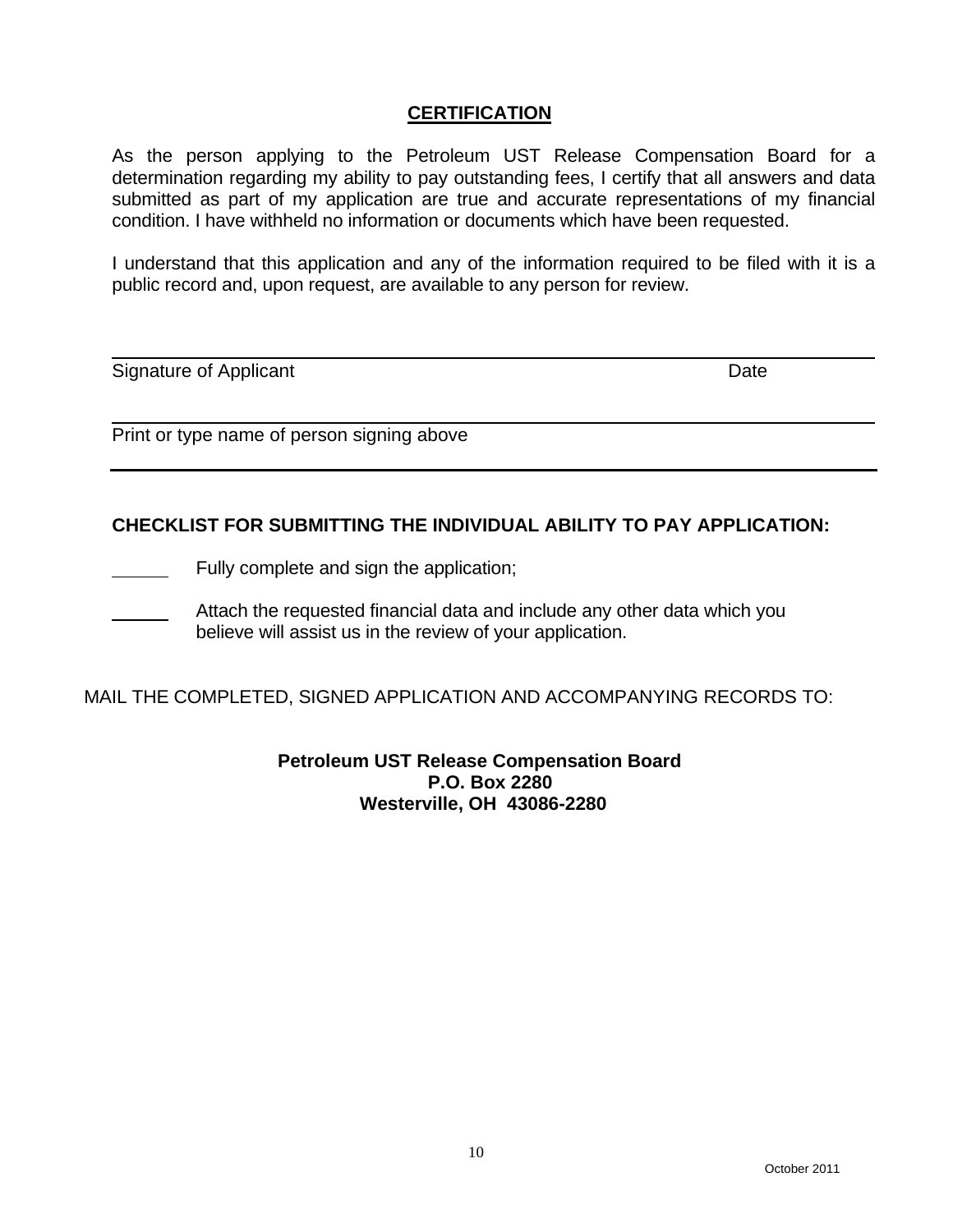## CERTIFICATION

As the person applying to the Petroleum UST Release Compensation Board for a determination regarding my ability to pay outstanding fees, I certify that all answers and data submitted as part of my application are true and accurate representations of my financial condition. I have withheld no information or documents which have been requested.

I understand that this application and any of the information required to be filed with it is a public record and, upon request, are available to any person for review.

\_\_\_\_\_\_\_\_\_\_\_\_\_\_\_\_\_\_\_\_\_\_\_\_\_\_\_\_\_\_\_\_\_\_\_\_\_\_\_\_\_\_\_\_\_\_\_\_\_\_\_\_\_\_\_\_\_\_\_\_\_\_\_\_\_\_\_\_\_\_\_\_\_\_\_\_

Signature of Applicant                                                                      Date

\_\_\_\_\_\_\_\_\_\_\_\_\_\_\_\_\_\_\_\_\_\_\_\_\_\_\_\_\_\_\_\_\_\_\_\_\_\_\_\_\_\_\_\_\_\_\_\_\_\_\_\_\_\_\_\_\_\_\_\_\_\_\_\_\_\_\_\_\_\_\_\_\_\_\_\_

Print or type name of person signing above

### CHECKLIST FOR SUBMITTING THE INDIVIDUAL ABILITY TO PAY APPLICATION:

\_\_\_\_\_\_ Fully complete and sign the application;

\_\_\_\_\_\_ Attach the requested financial data and include any other data which you believe will assist us in the review of your application.

MAIL THE COMPLETED, SIGNED APPLICATION AND ACCOMPANYING RECORDS TO:

**Petroleum UST Release Compensation Board**
**P.O. Box 2280**
**Westerville, OH 43086-2280**

October 2011